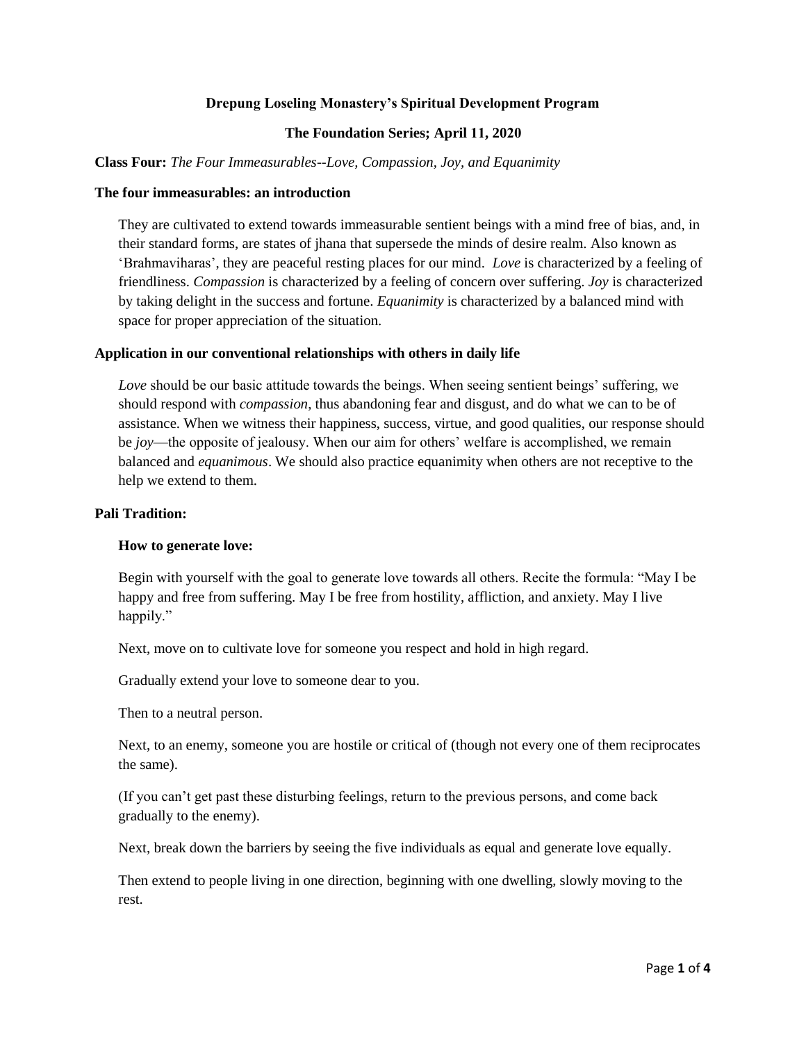**Drepung Loseling Monastery's Spiritual Development Program**

**The Foundation Series; April 11, 2020**

**Class Four:** *The Four Immeasurables--Love, Compassion, Joy, and Equanimity*

### The four immeasurables: an introduction

They are cultivated to extend towards immeasurable sentient beings with a mind free of bias, and, in their standard forms, are states of jhana that supersede the minds of desire realm. Also known as 'Brahmaviharas', they are peaceful resting places for our mind. *Love* is characterized by a feeling of friendliness. *Compassion* is characterized by a feeling of concern over suffering. *Joy* is characterized by taking delight in the success and fortune. *Equanimity* is characterized by a balanced mind with space for proper appreciation of the situation.

### Application in our conventional relationships with others in daily life

*Love* should be our basic attitude towards the beings. When seeing sentient beings' suffering, we should respond with *compassion*, thus abandoning fear and disgust, and do what we can to be of assistance. When we witness their happiness, success, virtue, and good qualities, our response should be *joy*—the opposite of jealousy. When our aim for others' welfare is accomplished, we remain balanced and *equanimous*. We should also practice equanimity when others are not receptive to the help we extend to them.

### Pali Tradition:

#### How to generate love:

Begin with yourself with the goal to generate love towards all others. Recite the formula: "May I be happy and free from suffering. May I be free from hostility, affliction, and anxiety. May I live happily."

Next, move on to cultivate love for someone you respect and hold in high regard.

Gradually extend your love to someone dear to you.

Then to a neutral person.

Next, to an enemy, someone you are hostile or critical of (though not every one of them reciprocates the same).

(If you can't get past these disturbing feelings, return to the previous persons, and come back gradually to the enemy).

Next, break down the barriers by seeing the five individuals as equal and generate love equally.

Then extend to people living in one direction, beginning with one dwelling, slowly moving to the rest.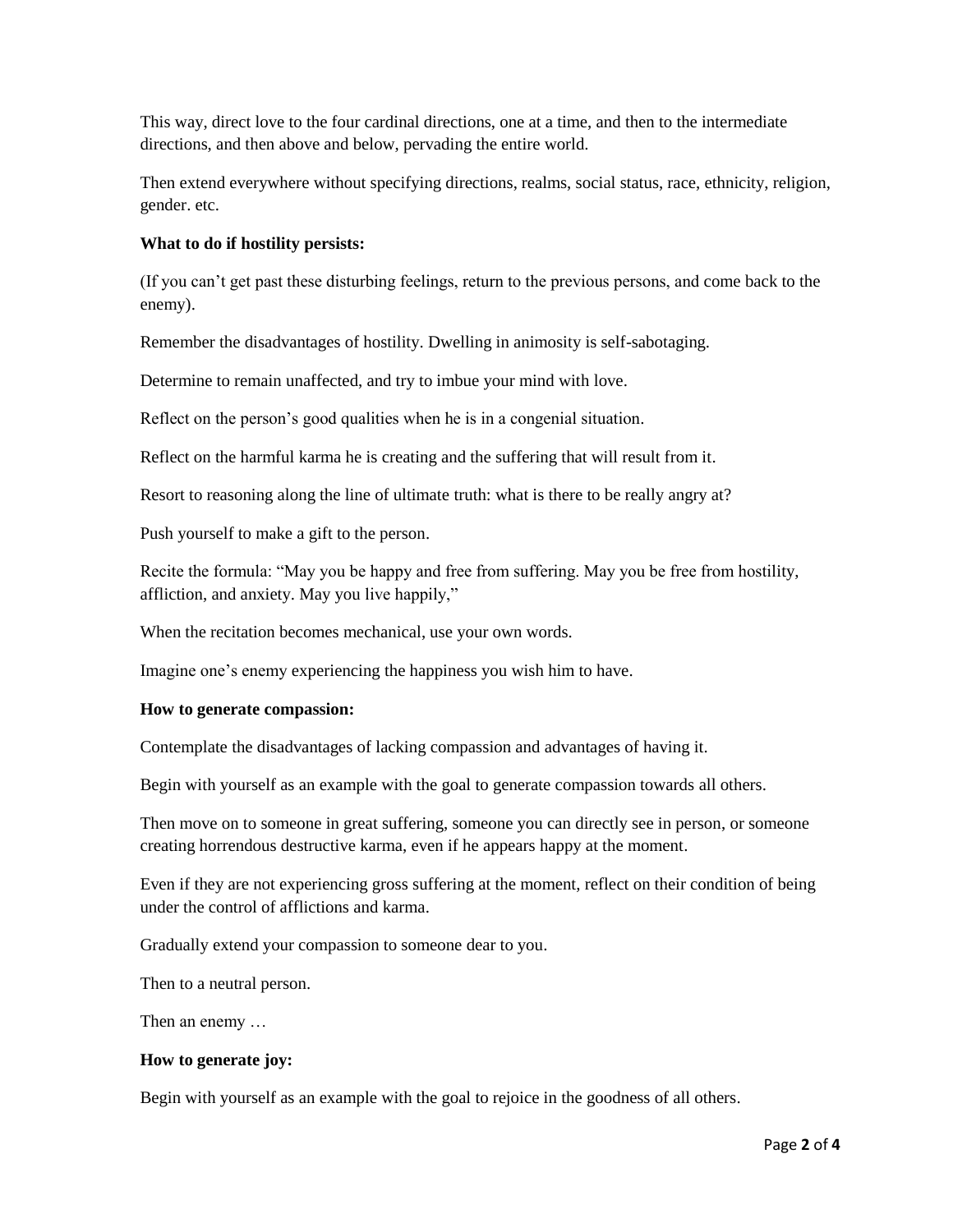This way, direct love to the four cardinal directions, one at a time, and then to the intermediate directions, and then above and below, pervading the entire world.

Then extend everywhere without specifying directions, realms, social status, race, ethnicity, religion, gender. etc.

**What to do if hostility persists:**

(If you can't get past these disturbing feelings, return to the previous persons, and come back to the enemy).

Remember the disadvantages of hostility. Dwelling in animosity is self-sabotaging.

Determine to remain unaffected, and try to imbue your mind with love.

Reflect on the person's good qualities when he is in a congenial situation.

Reflect on the harmful karma he is creating and the suffering that will result from it.

Resort to reasoning along the line of ultimate truth: what is there to be really angry at?

Push yourself to make a gift to the person.

Recite the formula: "May you be happy and free from suffering. May you be free from hostility, affliction, and anxiety. May you live happily,"

When the recitation becomes mechanical, use your own words.

Imagine one's enemy experiencing the happiness you wish him to have.

**How to generate compassion:**

Contemplate the disadvantages of lacking compassion and advantages of having it.

Begin with yourself as an example with the goal to generate compassion towards all others.

Then move on to someone in great suffering, someone you can directly see in person, or someone creating horrendous destructive karma, even if he appears happy at the moment.

Even if they are not experiencing gross suffering at the moment, reflect on their condition of being under the control of afflictions and karma.

Gradually extend your compassion to someone dear to you.

Then to a neutral person.

Then an enemy …

**How to generate joy:**

Begin with yourself as an example with the goal to rejoice in the goodness of all others.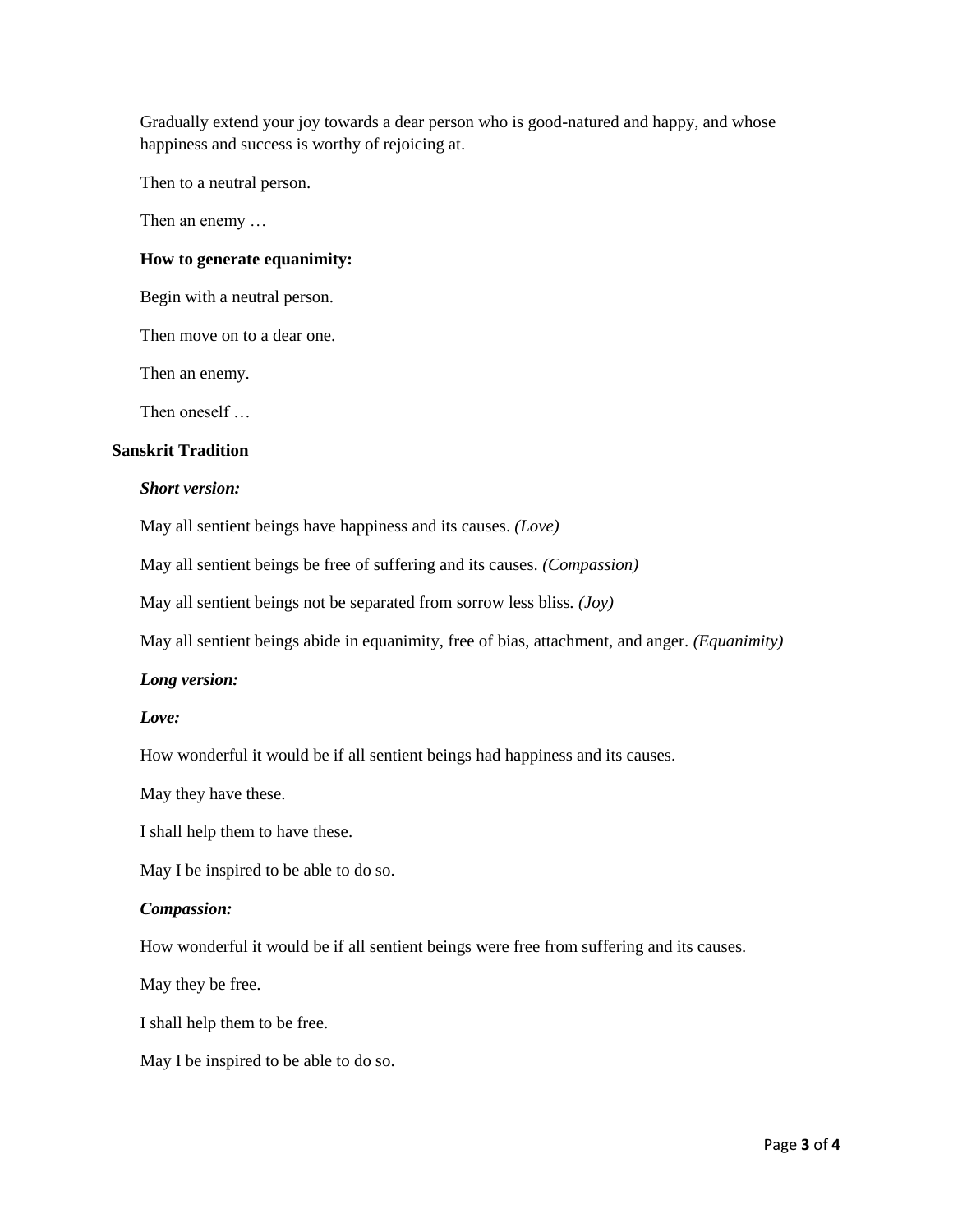Gradually extend your joy towards a dear person who is good-natured and happy, and whose happiness and success is worthy of rejoicing at.

Then to a neutral person.

Then an enemy …

**How to generate equanimity:**

Begin with a neutral person.

Then move on to a dear one.

Then an enemy.

Then oneself …

## Sanskrit Tradition

***Short version:***

May all sentient beings have happiness and its causes. *(Love)*

May all sentient beings be free of suffering and its causes. *(Compassion)*

May all sentient beings not be separated from sorrow less bliss. *(Joy)*

May all sentient beings abide in equanimity, free of bias, attachment, and anger. *(Equanimity)*

***Long version:***

***Love:***

How wonderful it would be if all sentient beings had happiness and its causes.

May they have these.

I shall help them to have these.

May I be inspired to be able to do so.

***Compassion:***

How wonderful it would be if all sentient beings were free from suffering and its causes.

May they be free.

I shall help them to be free.

May I be inspired to be able to do so.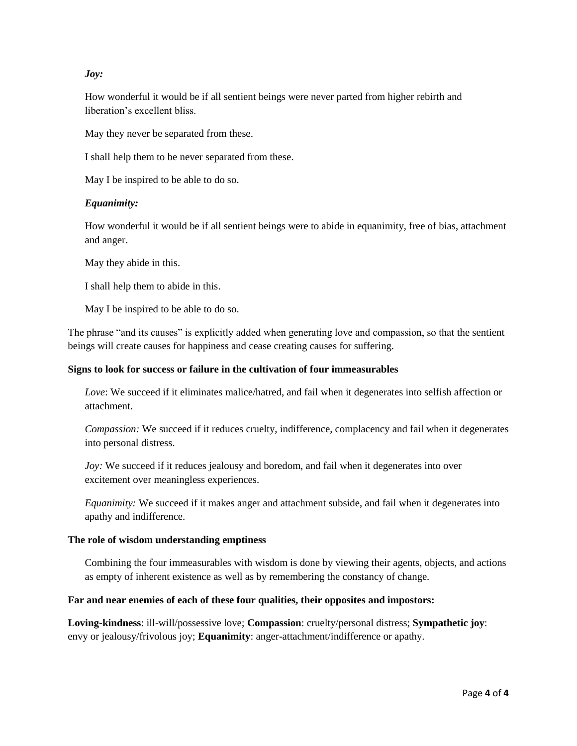*Joy:*

How wonderful it would be if all sentient beings were never parted from higher rebirth and liberation's excellent bliss.

May they never be separated from these.

I shall help them to be never separated from these.

May I be inspired to be able to do so.

*Equanimity:*

How wonderful it would be if all sentient beings were to abide in equanimity, free of bias, attachment and anger.

May they abide in this.

I shall help them to abide in this.

May I be inspired to be able to do so.

The phrase "and its causes" is explicitly added when generating love and compassion, so that the sentient beings will create causes for happiness and cease creating causes for suffering.

**Signs to look for success or failure in the cultivation of four immeasurables**

*Love*: We succeed if it eliminates malice/hatred, and fail when it degenerates into selfish affection or attachment.

*Compassion:* We succeed if it reduces cruelty, indifference, complacency and fail when it degenerates into personal distress.

*Joy:* We succeed if it reduces jealousy and boredom, and fail when it degenerates into over excitement over meaningless experiences.

*Equanimity:* We succeed if it makes anger and attachment subside, and fail when it degenerates into apathy and indifference.

**The role of wisdom understanding emptiness**

Combining the four immeasurables with wisdom is done by viewing their agents, objects, and actions as empty of inherent existence as well as by remembering the constancy of change.

**Far and near enemies of each of these four qualities, their opposites and impostors:**

**Loving-kindness**: ill-will/possessive love; **Compassion**: cruelty/personal distress; **Sympathetic joy**: envy or jealousy/frivolous joy; **Equanimity**: anger-attachment/indifference or apathy.